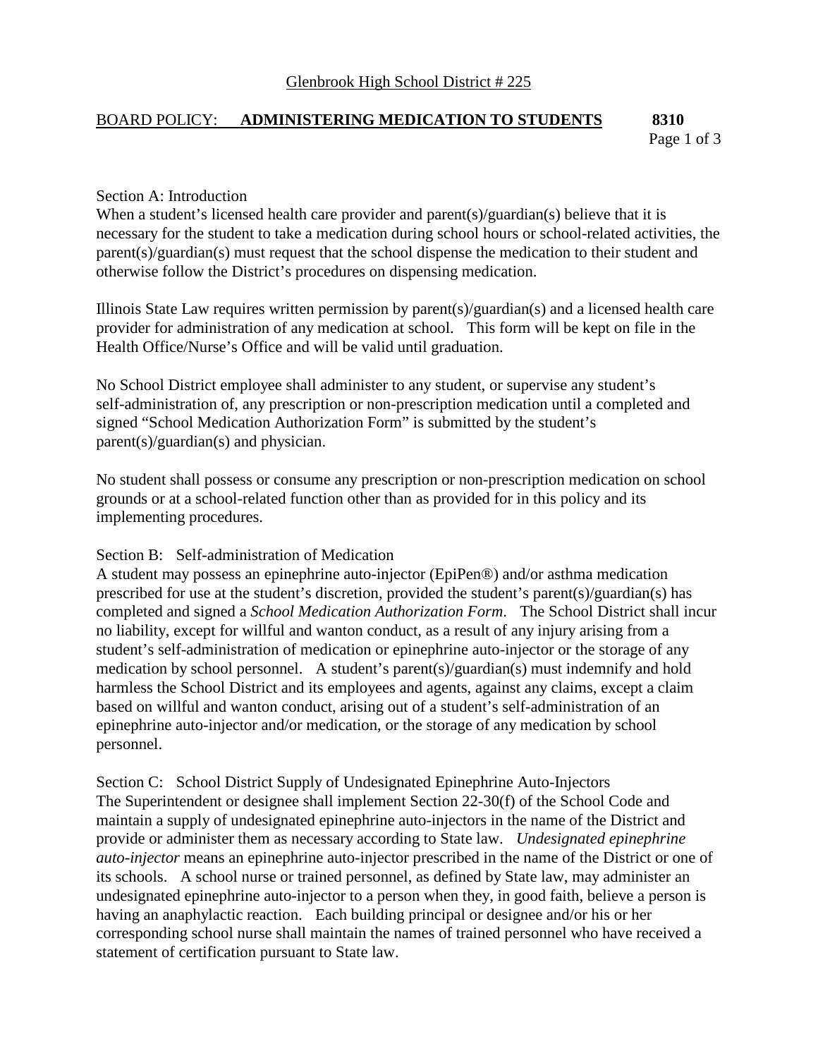Glenbrook High School District # 225

BOARD POLICY: **ADMINISTERING MEDICATION TO STUDENTS** **8310**

Section A: Introduction

When a student's licensed health care provider and parent(s)/guardian(s) believe that it is necessary for the student to take a medication during school hours or school-related activities, the parent(s)/guardian(s) must request that the school dispense the medication to their student and otherwise follow the District's procedures on dispensing medication.

Illinois State Law requires written permission by parent(s)/guardian(s) and a licensed health care provider for administration of any medication at school. This form will be kept on file in the Health Office/Nurse's Office and will be valid until graduation.

No School District employee shall administer to any student, or supervise any student's self-administration of, any prescription or non-prescription medication until a completed and signed "School Medication Authorization Form" is submitted by the student's parent(s)/guardian(s) and physician.

No student shall possess or consume any prescription or non-prescription medication on school grounds or at a school-related function other than as provided for in this policy and its implementing procedures.

Section B: Self-administration of Medication

A student may possess an epinephrine auto-injector (EpiPen®) and/or asthma medication prescribed for use at the student's discretion, provided the student's parent(s)/guardian(s) has completed and signed a *School Medication Authorization Form*. The School District shall incur no liability, except for willful and wanton conduct, as a result of any injury arising from a student's self-administration of medication or epinephrine auto-injector or the storage of any medication by school personnel. A student's parent(s)/guardian(s) must indemnify and hold harmless the School District and its employees and agents, against any claims, except a claim based on willful and wanton conduct, arising out of a student's self-administration of an epinephrine auto-injector and/or medication, or the storage of any medication by school personnel.

Section C: School District Supply of Undesignated Epinephrine Auto-Injectors

The Superintendent or designee shall implement Section 22-30(f) of the School Code and maintain a supply of undesignated epinephrine auto-injectors in the name of the District and provide or administer them as necessary according to State law. *Undesignated epinephrine auto-injector* means an epinephrine auto-injector prescribed in the name of the District or one of its schools. A school nurse or trained personnel, as defined by State law, may administer an undesignated epinephrine auto-injector to a person when they, in good faith, believe a person is having an anaphylactic reaction. Each building principal or designee and/or his or her corresponding school nurse shall maintain the names of trained personnel who have received a statement of certification pursuant to State law.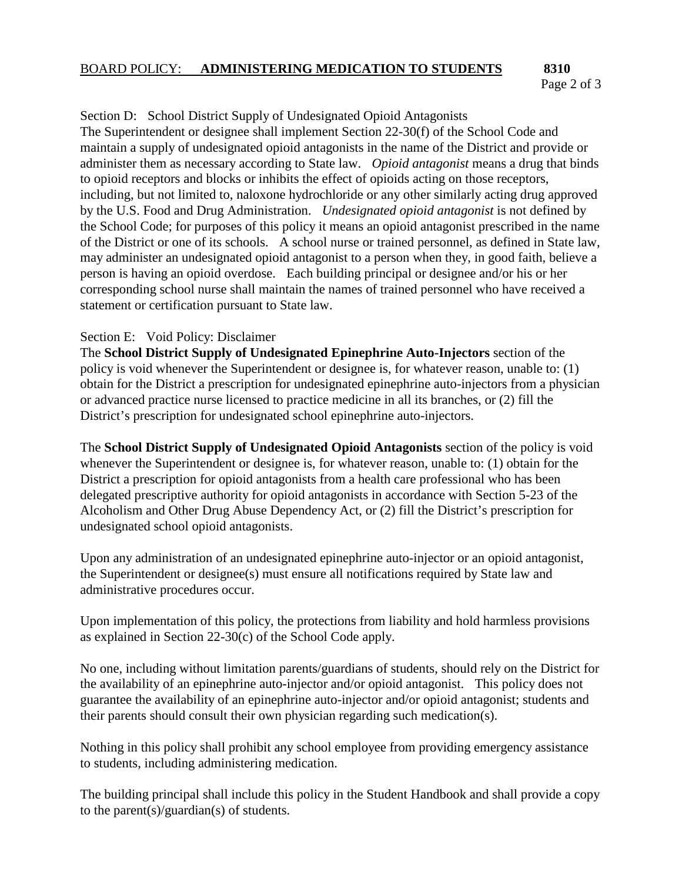Section D: School District Supply of Undesignated Opioid Antagonists

The Superintendent or designee shall implement Section 22-30(f) of the School Code and maintain a supply of undesignated opioid antagonists in the name of the District and provide or administer them as necessary according to State law. *Opioid antagonist* means a drug that binds to opioid receptors and blocks or inhibits the effect of opioids acting on those receptors, including, but not limited to, naloxone hydrochloride or any other similarly acting drug approved by the U.S. Food and Drug Administration. *Undesignated opioid antagonist* is not defined by the School Code; for purposes of this policy it means an opioid antagonist prescribed in the name of the District or one of its schools. A school nurse or trained personnel, as defined in State law, may administer an undesignated opioid antagonist to a person when they, in good faith, believe a person is having an opioid overdose. Each building principal or designee and/or his or her corresponding school nurse shall maintain the names of trained personnel who have received a statement or certification pursuant to State law.

Section E: Void Policy: Disclaimer

The **School District Supply of Undesignated Epinephrine Auto-Injectors** section of the policy is void whenever the Superintendent or designee is, for whatever reason, unable to: (1) obtain for the District a prescription for undesignated epinephrine auto-injectors from a physician or advanced practice nurse licensed to practice medicine in all its branches, or (2) fill the District's prescription for undesignated school epinephrine auto-injectors.

The **School District Supply of Undesignated Opioid Antagonists** section of the policy is void whenever the Superintendent or designee is, for whatever reason, unable to: (1) obtain for the District a prescription for opioid antagonists from a health care professional who has been delegated prescriptive authority for opioid antagonists in accordance with Section 5-23 of the Alcoholism and Other Drug Abuse Dependency Act, or (2) fill the District's prescription for undesignated school opioid antagonists.

Upon any administration of an undesignated epinephrine auto-injector or an opioid antagonist, the Superintendent or designee(s) must ensure all notifications required by State law and administrative procedures occur.

Upon implementation of this policy, the protections from liability and hold harmless provisions as explained in Section 22-30(c) of the School Code apply.

No one, including without limitation parents/guardians of students, should rely on the District for the availability of an epinephrine auto-injector and/or opioid antagonist. This policy does not guarantee the availability of an epinephrine auto-injector and/or opioid antagonist; students and their parents should consult their own physician regarding such medication(s).

Nothing in this policy shall prohibit any school employee from providing emergency assistance to students, including administering medication.

The building principal shall include this policy in the Student Handbook and shall provide a copy to the parent(s)/guardian(s) of students.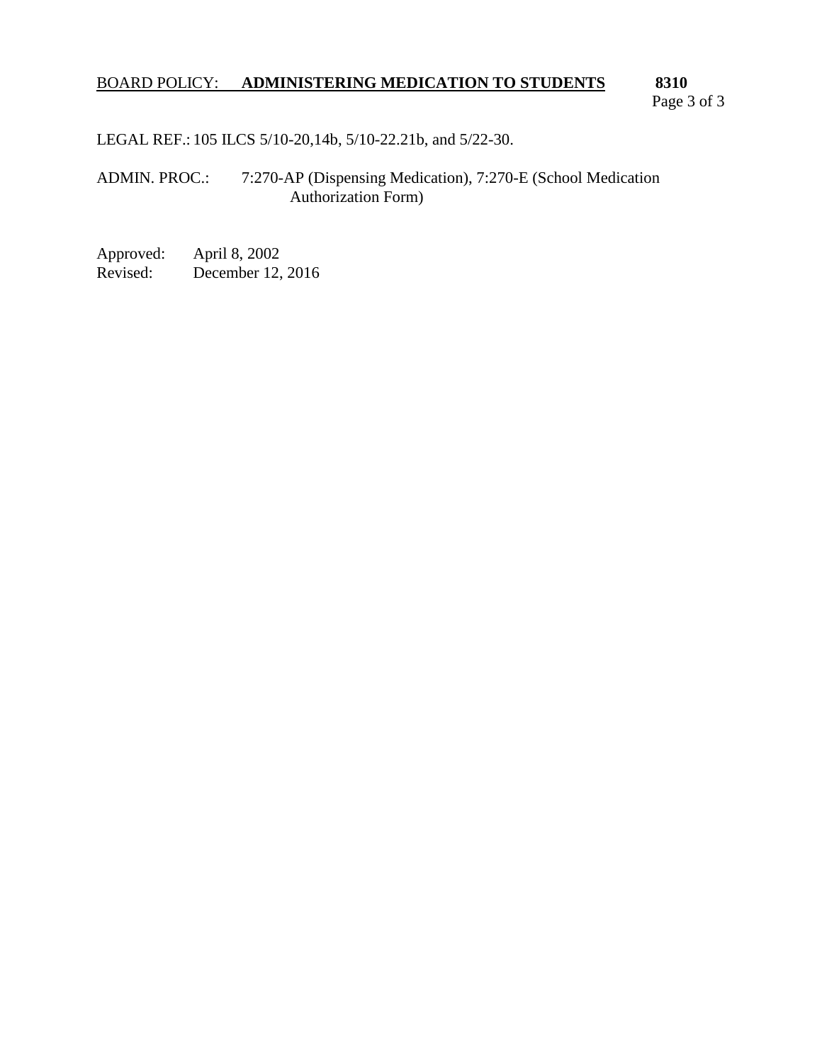LEGAL REF.: 105 ILCS 5/10-20,14b, 5/10-22.21b, and 5/22-30.

ADMIN. PROC.: 7:270-AP (Dispensing Medication), 7:270-E (School Medication Authorization Form)

Approved: April 8, 2002
Revised: December 12, 2016